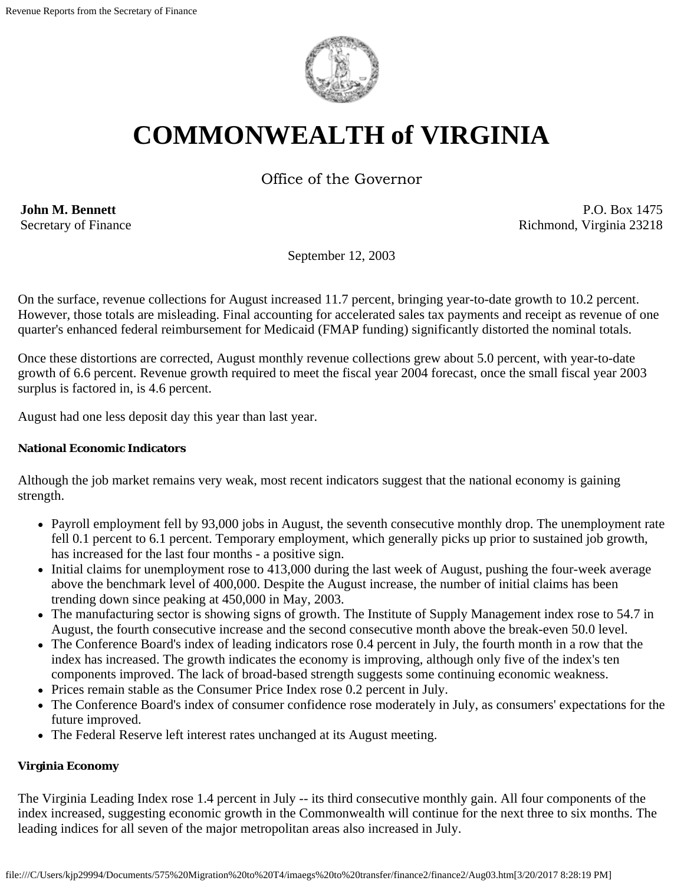# COMMONWEALTH of VIRGINIA

Office of the Governor

**John M. Bennett**
Secretary of Finance

P.O. Box 1475
Richmond, Virginia 23218

September 12, 2003

On the surface, revenue collections for August increased 11.7 percent, bringing year-to-date growth to 10.2 percent. However, those totals are misleading. Final accounting for accelerated sales tax payments and receipt as revenue of one quarter's enhanced federal reimbursement for Medicaid (FMAP funding) significantly distorted the nominal totals.

Once these distortions are corrected, August monthly revenue collections grew about 5.0 percent, with year-to-date growth of 6.6 percent. Revenue growth required to meet the fiscal year 2004 forecast, once the small fiscal year 2003 surplus is factored in, is 4.6 percent.

August had one less deposit day this year than last year.

**National Economic Indicators**

Although the job market remains very weak, most recent indicators suggest that the national economy is gaining strength.

- Payroll employment fell by 93,000 jobs in August, the seventh consecutive monthly drop. The unemployment rate fell 0.1 percent to 6.1 percent. Temporary employment, which generally picks up prior to sustained job growth, has increased for the last four months - a positive sign.
- Initial claims for unemployment rose to 413,000 during the last week of August, pushing the four-week average above the benchmark level of 400,000. Despite the August increase, the number of initial claims has been trending down since peaking at 450,000 in May, 2003.
- The manufacturing sector is showing signs of growth. The Institute of Supply Management index rose to 54.7 in August, the fourth consecutive increase and the second consecutive month above the break-even 50.0 level.
- The Conference Board's index of leading indicators rose 0.4 percent in July, the fourth month in a row that the index has increased. The growth indicates the economy is improving, although only five of the index's ten components improved. The lack of broad-based strength suggests some continuing economic weakness.
- Prices remain stable as the Consumer Price Index rose 0.2 percent in July.
- The Conference Board's index of consumer confidence rose moderately in July, as consumers' expectations for the future improved.
- The Federal Reserve left interest rates unchanged at its August meeting.

**Virginia Economy**

The Virginia Leading Index rose 1.4 percent in July -- its third consecutive monthly gain. All four components of the index increased, suggesting economic growth in the Commonwealth will continue for the next three to six months. The leading indices for all seven of the major metropolitan areas also increased in July.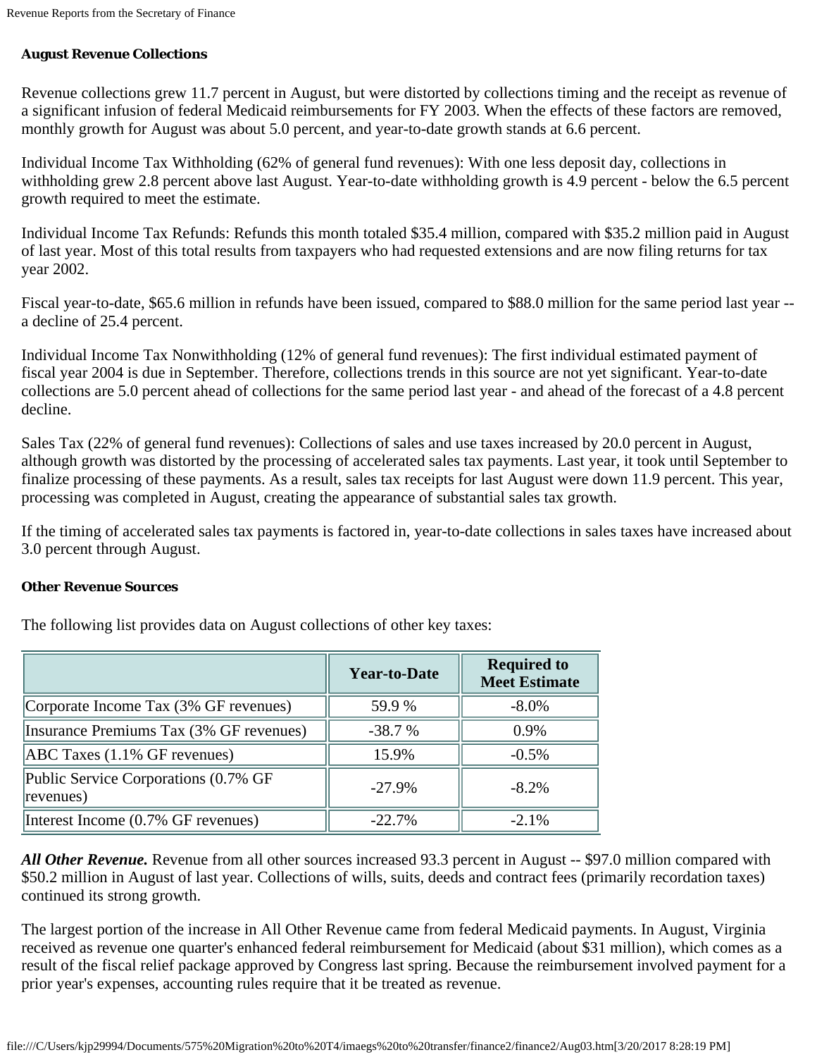### August Revenue Collections

Revenue collections grew 11.7 percent in August, but were distorted by collections timing and the receipt as revenue of a significant infusion of federal Medicaid reimbursements for FY 2003. When the effects of these factors are removed, monthly growth for August was about 5.0 percent, and year-to-date growth stands at 6.6 percent.

Individual Income Tax Withholding (62% of general fund revenues): With one less deposit day, collections in withholding grew 2.8 percent above last August. Year-to-date withholding growth is 4.9 percent - below the 6.5 percent growth required to meet the estimate.

Individual Income Tax Refunds: Refunds this month totaled $35.4 million, compared with $35.2 million paid in August of last year. Most of this total results from taxpayers who had requested extensions and are now filing returns for tax year 2002.

Fiscal year-to-date, $65.6 million in refunds have been issued, compared to $88.0 million for the same period last year -- a decline of 25.4 percent.

Individual Income Tax Nonwithholding (12% of general fund revenues): The first individual estimated payment of fiscal year 2004 is due in September. Therefore, collections trends in this source are not yet significant. Year-to-date collections are 5.0 percent ahead of collections for the same period last year - and ahead of the forecast of a 4.8 percent decline.

Sales Tax (22% of general fund revenues): Collections of sales and use taxes increased by 20.0 percent in August, although growth was distorted by the processing of accelerated sales tax payments. Last year, it took until September to finalize processing of these payments. As a result, sales tax receipts for last August were down 11.9 percent. This year, processing was completed in August, creating the appearance of substantial sales tax growth.

If the timing of accelerated sales tax payments is factored in, year-to-date collections in sales taxes have increased about 3.0 percent through August.

### Other Revenue Sources

The following list provides data on August collections of other key taxes:

| | Year-to-Date | Required to Meet Estimate |
|---|---|---|
| Corporate Income Tax (3% GF revenues) | 59.9 % | -8.0% |
| Insurance Premiums Tax (3% GF revenues) | -38.7 % | 0.9% |
| ABC Taxes (1.1% GF revenues) | 15.9% | -0.5% |
| Public Service Corporations (0.7% GF revenues) | -27.9% | -8.2% |
| Interest Income (0.7% GF revenues) | -22.7% | -2.1% |

***All Other Revenue.*** Revenue from all other sources increased 93.3 percent in August -- $97.0 million compared with $50.2 million in August of last year. Collections of wills, suits, deeds and contract fees (primarily recordation taxes) continued its strong growth.

The largest portion of the increase in All Other Revenue came from federal Medicaid payments. In August, Virginia received as revenue one quarter's enhanced federal reimbursement for Medicaid (about $31 million), which comes as a result of the fiscal relief package approved by Congress last spring. Because the reimbursement involved payment for a prior year's expenses, accounting rules require that it be treated as revenue.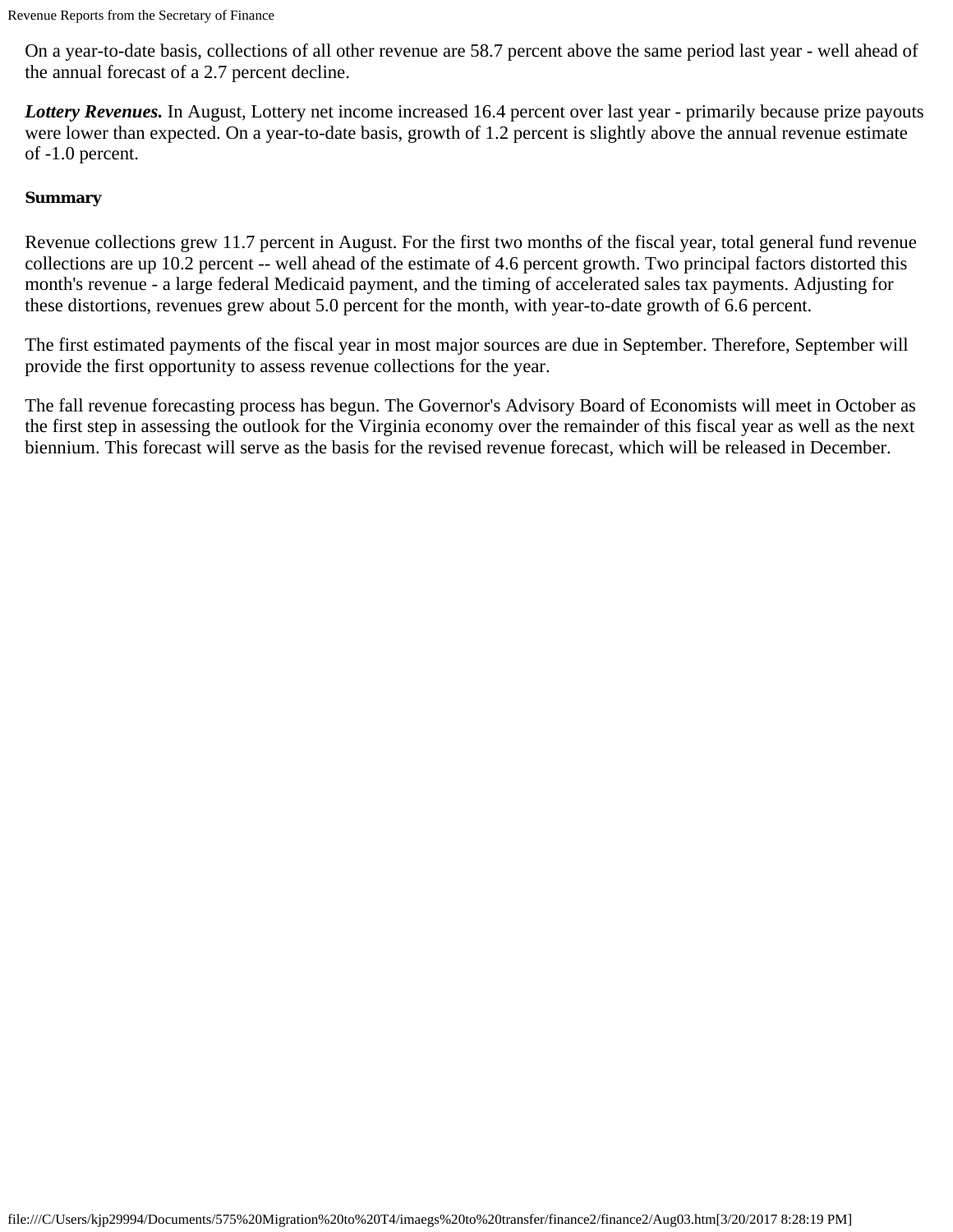On a year-to-date basis, collections of all other revenue are 58.7 percent above the same period last year - well ahead of the annual forecast of a 2.7 percent decline.

***Lottery Revenues.*** In August, Lottery net income increased 16.4 percent over last year - primarily because prize payouts were lower than expected. On a year-to-date basis, growth of 1.2 percent is slightly above the annual revenue estimate of -1.0 percent.

**Summary**

Revenue collections grew 11.7 percent in August. For the first two months of the fiscal year, total general fund revenue collections are up 10.2 percent -- well ahead of the estimate of 4.6 percent growth. Two principal factors distorted this month's revenue - a large federal Medicaid payment, and the timing of accelerated sales tax payments. Adjusting for these distortions, revenues grew about 5.0 percent for the month, with year-to-date growth of 6.6 percent.

The first estimated payments of the fiscal year in most major sources are due in September. Therefore, September will provide the first opportunity to assess revenue collections for the year.

The fall revenue forecasting process has begun. The Governor's Advisory Board of Economists will meet in October as the first step in assessing the outlook for the Virginia economy over the remainder of this fiscal year as well as the next biennium. This forecast will serve as the basis for the revised revenue forecast, which will be released in December.